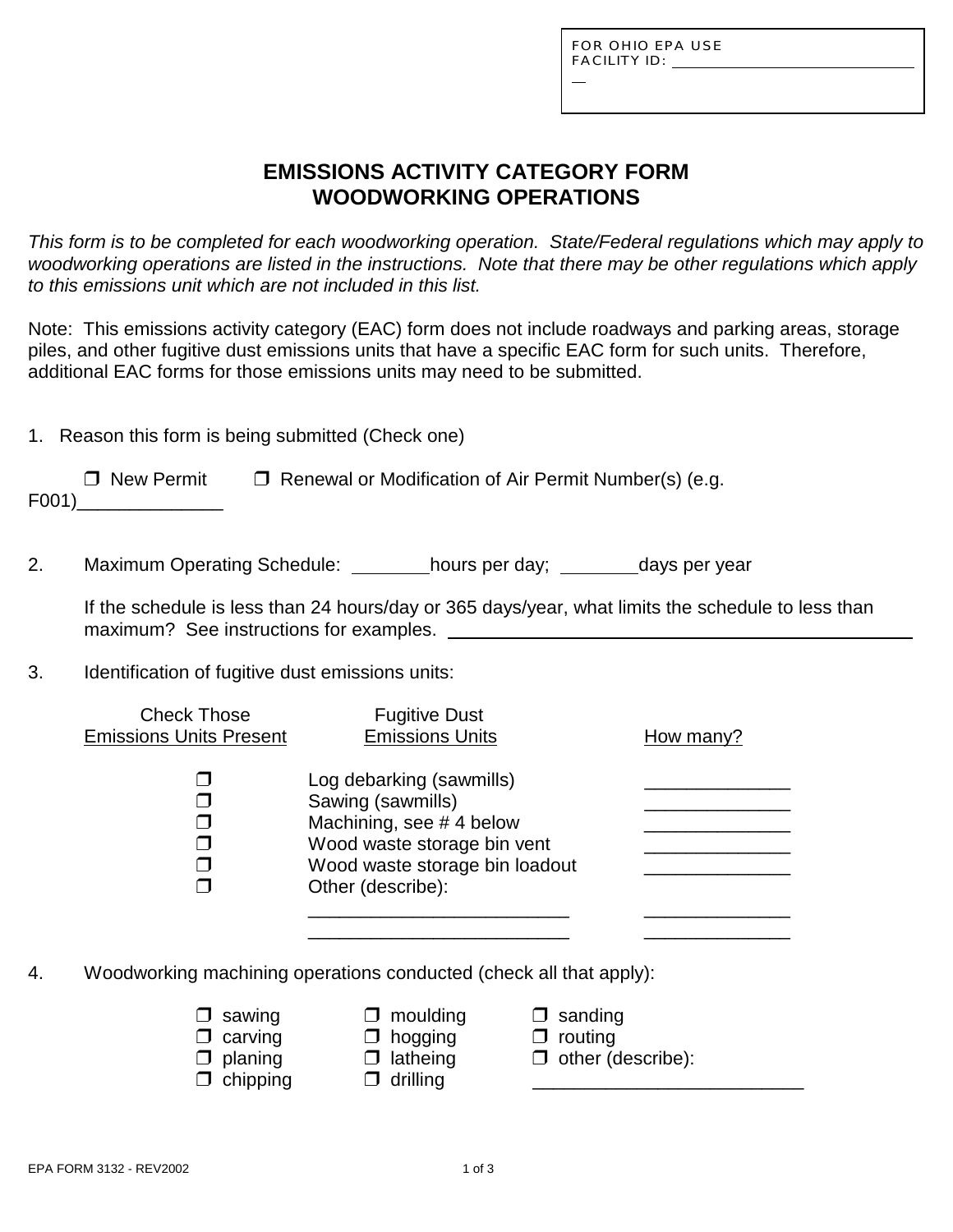FOR OHIO EPA USE
FACILITY ID: ______________________________

# EMISSIONS ACTIVITY CATEGORY FORM
# WOODWORKING OPERATIONS

*This form is to be completed for each woodworking operation. State/Federal regulations which may apply to woodworking operations are listed in the instructions. Note that there may be other regulations which apply to this emissions unit which are not included in this list.*

Note: This emissions activity category (EAC) form does not include roadways and parking areas, storage piles, and other fugitive dust emissions units that have a specific EAC form for such units. Therefore, additional EAC forms for those emissions units may need to be submitted.

1. Reason this form is being submitted (Check one)

   ❒ New Permit ❒ Renewal or Modification of Air Permit Number(s) (e.g. F001)______________

2. Maximum Operating Schedule: ________hours per day; ________days per year

   If the schedule is less than 24 hours/day or 365 days/year, what limits the schedule to less than maximum? See instructions for examples. ________________________________________

3. Identification of fugitive dust emissions units:

| Check Those Emissions Units Present | Fugitive Dust Emissions Units | How many? |
|---|---|---|
| ❒ | Log debarking (sawmills) | ______________ |
| ❒ | Sawing (sawmills) | ______________ |
| ❒ | Machining, see # 4 below | ______________ |
| ❒ | Wood waste storage bin vent | ______________ |
| ❒ | Wood waste storage bin loadout | ______________ |
| ❒ | Other (describe): | |
| | _________________________ | ______________ |
| | _________________________ | ______________ |

4. Woodworking machining operations conducted (check all that apply):

| | | |
|---|---|---|
| ❒ sawing | ❒ moulding | ❒ sanding |
| ❒ carving | ❒ hogging | ❒ routing |
| ❒ planing | ❒ latheing | ❒ other (describe): |
| ❒ chipping | ❒ drilling | __________________________ |

EPA FORM 3132 - REV2002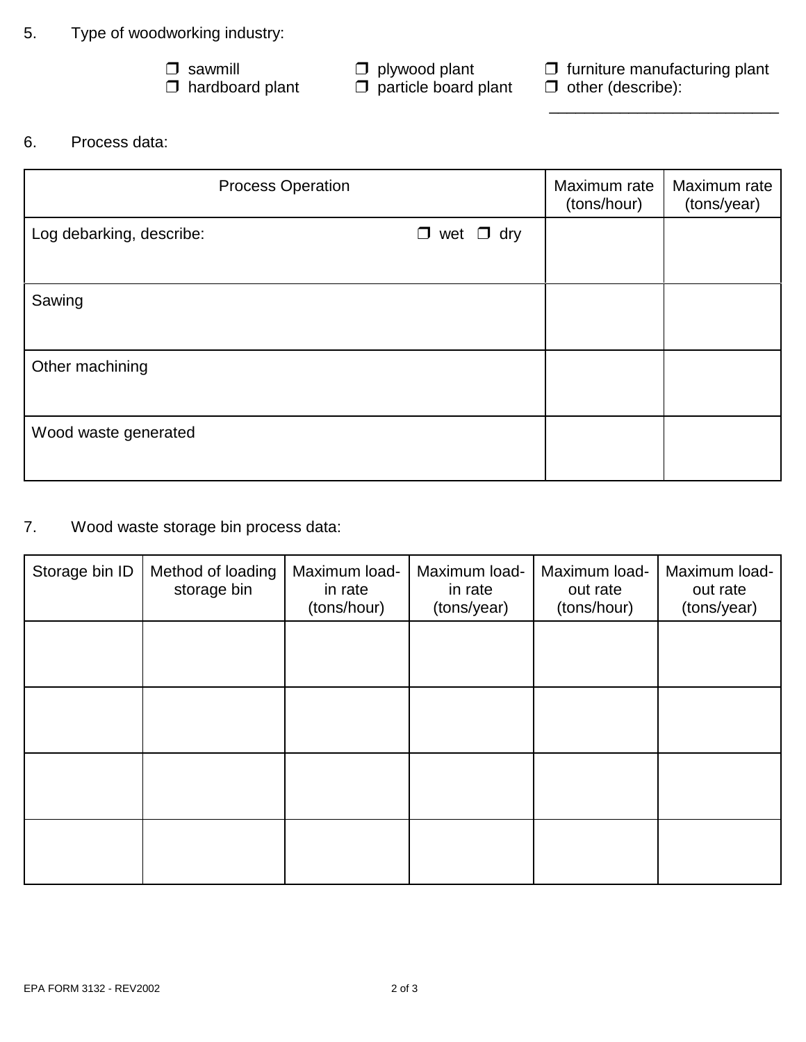5. Type of woodworking industry:

❒ sawmill ❒ plywood plant ❒ furniture manufacturing plant
❒ hardboard plant ❒ particle board plant ❒ other (describe): ___________________________

6. Process data:

| Process Operation | Maximum rate (tons/hour) | Maximum rate (tons/year) |
|---|---|---|
| Log debarking, describe: ❒ wet ❒ dry | | |
| Sawing | | |
| Other machining | | |
| Wood waste generated | | |

7. Wood waste storage bin process data:

| Storage bin ID | Method of loading storage bin | Maximum load-in rate (tons/hour) | Maximum load-in rate (tons/year) | Maximum load-out rate (tons/hour) | Maximum load-out rate (tons/year) |
|---|---|---|---|---|---|
| | | | | | |
| | | | | | |
| | | | | | |
| | | | | | |

EPA FORM 3132 - REV2002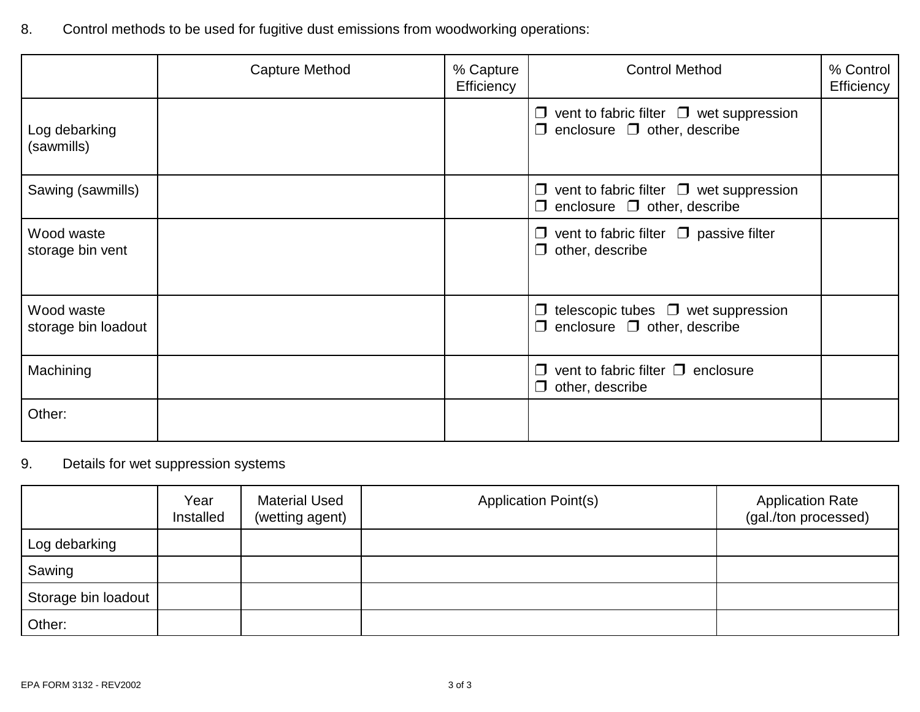8. Control methods to be used for fugitive dust emissions from woodworking operations:

| | Capture Method | % Capture Efficiency | Control Method | % Control Efficiency |
|---|---|---|---|---|
| Log debarking (sawmills) | | | ❒ vent to fabric filter ❒ wet suppression ❒ enclosure ❒ other, describe | |
| Sawing (sawmills) | | | ❒ vent to fabric filter ❒ wet suppression ❒ enclosure ❒ other, describe | |
| Wood waste storage bin vent | | | ❒ vent to fabric filter ❒ passive filter ❒ other, describe | |
| Wood waste storage bin loadout | | | ❒ telescopic tubes ❒ wet suppression ❒ enclosure ❒ other, describe | |
| Machining | | | ❒ vent to fabric filter ❒ enclosure ❒ other, describe | |
| Other: | | | | |

9. Details for wet suppression systems

| | Year Installed | Material Used (wetting agent) | Application Point(s) | Application Rate (gal./ton processed) |
|---|---|---|---|---|
| Log debarking | | | | |
| Sawing | | | | |
| Storage bin loadout | | | | |
| Other: | | | | |

EPA FORM 3132 - REV2002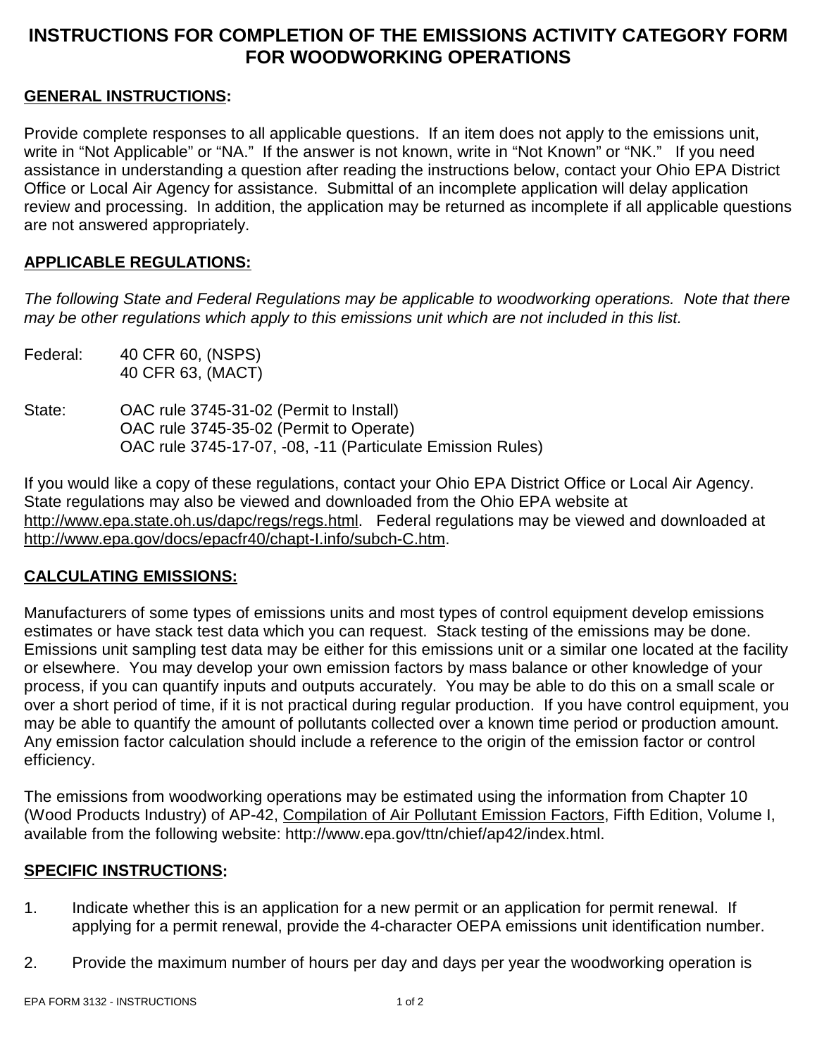# INSTRUCTIONS FOR COMPLETION OF THE EMISSIONS ACTIVITY CATEGORY FORM FOR WOODWORKING OPERATIONS

## GENERAL INSTRUCTIONS:

Provide complete responses to all applicable questions. If an item does not apply to the emissions unit, write in "Not Applicable" or "NA." If the answer is not known, write in "Not Known" or "NK." If you need assistance in understanding a question after reading the instructions below, contact your Ohio EPA District Office or Local Air Agency for assistance. Submittal of an incomplete application will delay application review and processing. In addition, the application may be returned as incomplete if all applicable questions are not answered appropriately.

## APPLICABLE REGULATIONS:

*The following State and Federal Regulations may be applicable to woodworking operations. Note that there may be other regulations which apply to this emissions unit which are not included in this list.*

Federal: 40 CFR 60, (NSPS)
40 CFR 63, (MACT)

State: OAC rule 3745-31-02 (Permit to Install)
OAC rule 3745-35-02 (Permit to Operate)
OAC rule 3745-17-07, -08, -11 (Particulate Emission Rules)

If you would like a copy of these regulations, contact your Ohio EPA District Office or Local Air Agency. State regulations may also be viewed and downloaded from the Ohio EPA website at http://www.epa.state.oh.us/dapc/regs/regs.html. Federal regulations may be viewed and downloaded at http://www.epa.gov/docs/epacfr40/chapt-I.info/subch-C.htm.

## CALCULATING EMISSIONS:

Manufacturers of some types of emissions units and most types of control equipment develop emissions estimates or have stack test data which you can request. Stack testing of the emissions may be done. Emissions unit sampling test data may be either for this emissions unit or a similar one located at the facility or elsewhere. You may develop your own emission factors by mass balance or other knowledge of your process, if you can quantify inputs and outputs accurately. You may be able to do this on a small scale or over a short period of time, if it is not practical during regular production. If you have control equipment, you may be able to quantify the amount of pollutants collected over a known time period or production amount. Any emission factor calculation should include a reference to the origin of the emission factor or control efficiency.

The emissions from woodworking operations may be estimated using the information from Chapter 10 (Wood Products Industry) of AP-42, Compilation of Air Pollutant Emission Factors, Fifth Edition, Volume I, available from the following website: http://www.epa.gov/ttn/chief/ap42/index.html.

## SPECIFIC INSTRUCTIONS:

1. Indicate whether this is an application for a new permit or an application for permit renewal. If applying for a permit renewal, provide the 4-character OEPA emissions unit identification number.

2. Provide the maximum number of hours per day and days per year the woodworking operation is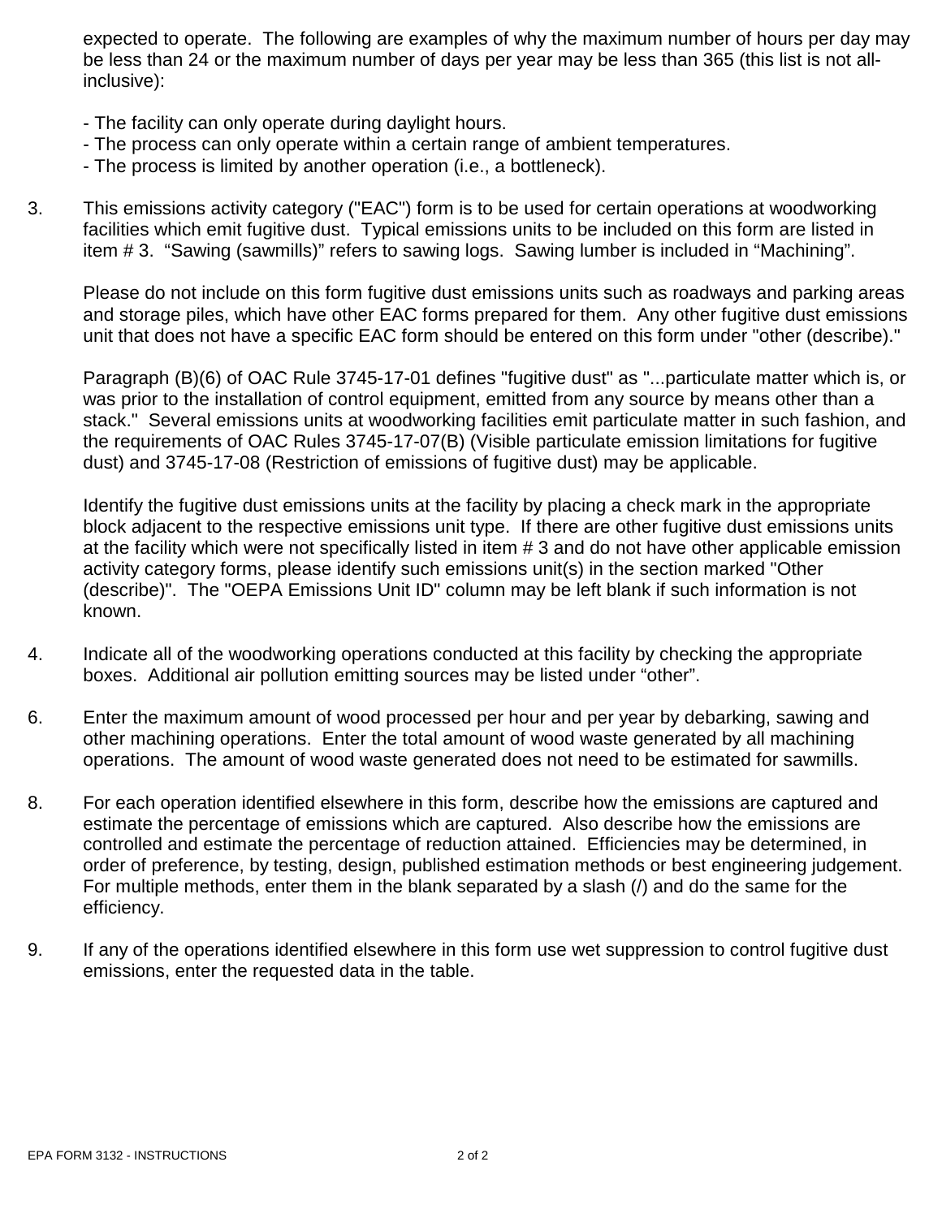expected to operate. The following are examples of why the maximum number of hours per day may be less than 24 or the maximum number of days per year may be less than 365 (this list is not all-inclusive):

- The facility can only operate during daylight hours.
- The process can only operate within a certain range of ambient temperatures.
- The process is limited by another operation (i.e., a bottleneck).

3. This emissions activity category ("EAC") form is to be used for certain operations at woodworking facilities which emit fugitive dust. Typical emissions units to be included on this form are listed in item # 3. "Sawing (sawmills)" refers to sawing logs. Sawing lumber is included in "Machining".

   Please do not include on this form fugitive dust emissions units such as roadways and parking areas and storage piles, which have other EAC forms prepared for them. Any other fugitive dust emissions unit that does not have a specific EAC form should be entered on this form under "other (describe)."

   Paragraph (B)(6) of OAC Rule 3745-17-01 defines "fugitive dust" as "...particulate matter which is, or was prior to the installation of control equipment, emitted from any source by means other than a stack." Several emissions units at woodworking facilities emit particulate matter in such fashion, and the requirements of OAC Rules 3745-17-07(B) (Visible particulate emission limitations for fugitive dust) and 3745-17-08 (Restriction of emissions of fugitive dust) may be applicable.

   Identify the fugitive dust emissions units at the facility by placing a check mark in the appropriate block adjacent to the respective emissions unit type. If there are other fugitive dust emissions units at the facility which were not specifically listed in item # 3 and do not have other applicable emission activity category forms, please identify such emissions unit(s) in the section marked "Other (describe)". The "OEPA Emissions Unit ID" column may be left blank if such information is not known.

4. Indicate all of the woodworking operations conducted at this facility by checking the appropriate boxes. Additional air pollution emitting sources may be listed under "other".

6. Enter the maximum amount of wood processed per hour and per year by debarking, sawing and other machining operations. Enter the total amount of wood waste generated by all machining operations. The amount of wood waste generated does not need to be estimated for sawmills.

8. For each operation identified elsewhere in this form, describe how the emissions are captured and estimate the percentage of emissions which are captured. Also describe how the emissions are controlled and estimate the percentage of reduction attained. Efficiencies may be determined, in order of preference, by testing, design, published estimation methods or best engineering judgement. For multiple methods, enter them in the blank separated by a slash (/) and do the same for the efficiency.

9. If any of the operations identified elsewhere in this form use wet suppression to control fugitive dust emissions, enter the requested data in the table.